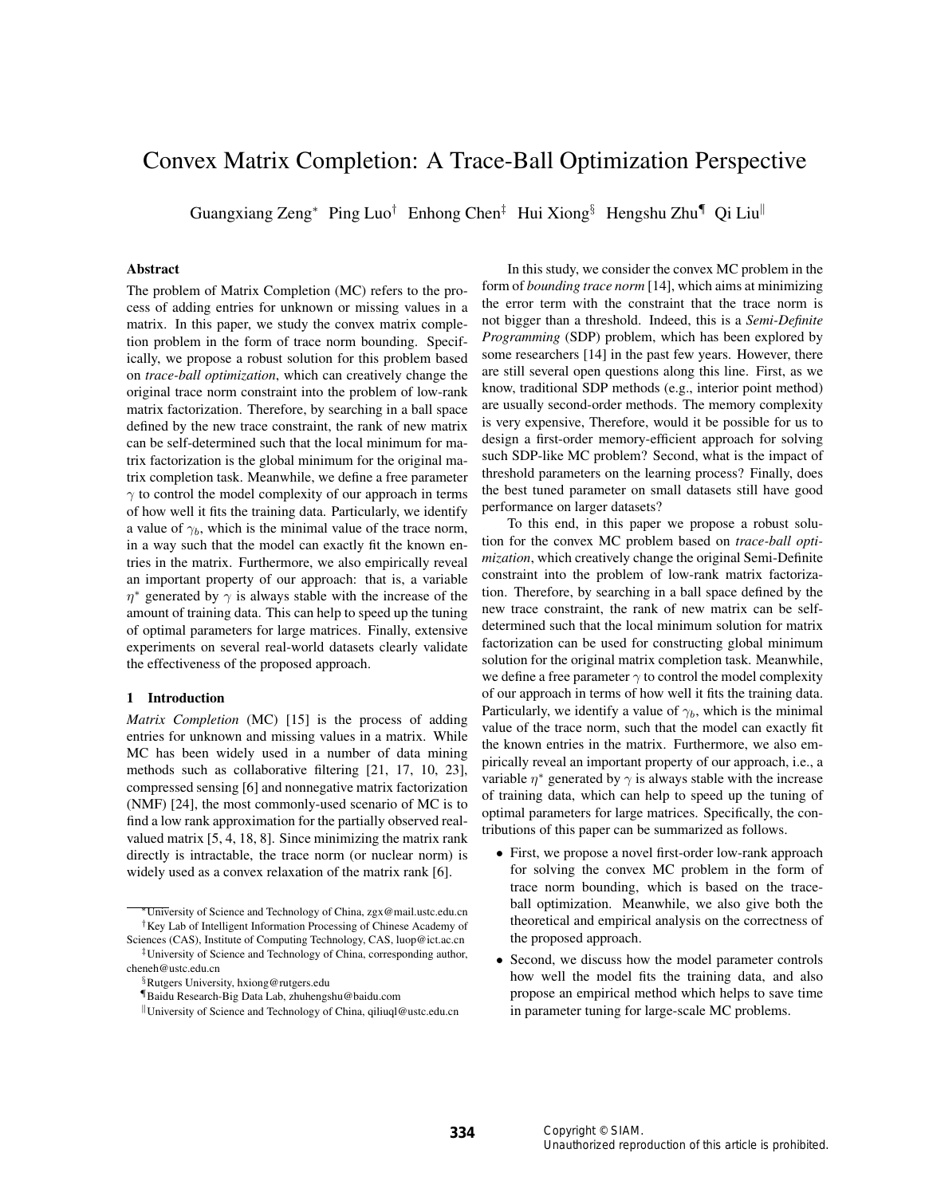# Convex Matrix Completion: A Trace-Ball Optimization Perspective

Guangxiang Zeng[*] Ping Luo[†] Enhong Chen[‡] Hui Xiong[§] Hengshu Zhu[¶] Qi Liu[‖]

### Abstract

The problem of Matrix Completion (MC) refers to the process of adding entries for unknown or missing values in a matrix. In this paper, we study the convex matrix completion problem in the form of trace norm bounding. Specifically, we propose a robust solution for this problem based on *trace-ball optimization*, which can creatively change the original trace norm constraint into the problem of low-rank matrix factorization. Therefore, by searching in a ball space defined by the new trace constraint, the rank of new matrix can be self-determined such that the local minimum for matrix factorization is the global minimum for the original matrix completion task. Meanwhile, we define a free parameter $\gamma$ to control the model complexity of our approach in terms of how well it fits the training data. Particularly, we identify a value of $\gamma_b$, which is the minimal value of the trace norm, in a way such that the model can exactly fit the known entries in the matrix. Furthermore, we also empirically reveal an important property of our approach: that is, a variable $\eta^*$ generated by $\gamma$ is always stable with the increase of the amount of training data. This can help to speed up the tuning of optimal parameters for large matrices. Finally, extensive experiments on several real-world datasets clearly validate the effectiveness of the proposed approach.

## 1 Introduction

*Matrix Completion* (MC) [15] is the process of adding entries for unknown and missing values in a matrix. While MC has been widely used in a number of data mining methods such as collaborative filtering [21, 17, 10, 23], compressed sensing [6] and nonnegative matrix factorization (NMF) [24], the most commonly-used scenario of MC is to find a low rank approximation for the partially observed real-valued matrix [5, 4, 18, 8]. Since minimizing the matrix rank directly is intractable, the trace norm (or nuclear norm) is widely used as a convex relaxation of the matrix rank [6].

In this study, we consider the convex MC problem in the form of *bounding trace norm* [14], which aims at minimizing the error term with the constraint that the trace norm is not bigger than a threshold. Indeed, this is a *Semi-Definite Programming* (SDP) problem, which has been explored by some researchers [14] in the past few years. However, there are still several open questions along this line. First, as we know, traditional SDP methods (e.g., interior point method) are usually second-order methods. The memory complexity is very expensive, Therefore, would it be possible for us to design a first-order memory-efficient approach for solving such SDP-like MC problem? Second, what is the impact of threshold parameters on the learning process? Finally, does the best tuned parameter on small datasets still have good performance on larger datasets?

To this end, in this paper we propose a robust solution for the convex MC problem based on *trace-ball optimization*, which creatively change the original Semi-Definite constraint into the problem of low-rank matrix factorization. Therefore, by searching in a ball space defined by the new trace constraint, the rank of new matrix can be self-determined such that the local minimum solution for matrix factorization can be used for constructing global minimum solution for the original matrix completion task. Meanwhile, we define a free parameter $\gamma$ to control the model complexity of our approach in terms of how well it fits the training data. Particularly, we identify a value of $\gamma_b$, which is the minimal value of the trace norm, such that the model can exactly fit the known entries in the matrix. Furthermore, we also empirically reveal an important property of our approach, i.e., a variable $\eta^*$ generated by $\gamma$ is always stable with the increase of training data, which can help to speed up the tuning of optimal parameters for large matrices. Specifically, the contributions of this paper can be summarized as follows.

- First, we propose a novel first-order low-rank approach for solving the convex MC problem in the form of trace norm bounding, which is based on the trace-ball optimization. Meanwhile, we also give both the theoretical and empirical analysis on the correctness of the proposed approach.
- Second, we discuss how the model parameter controls how well the model fits the training data, and also propose an empirical method which helps to save time in parameter tuning for large-scale MC problems.

---

[*] University of Science and Technology of China, zgx@mail.ustc.edu.cn

[†] Key Lab of Intelligent Information Processing of Chinese Academy of Sciences (CAS), Institute of Computing Technology, CAS, luop@ict.ac.cn

[‡] University of Science and Technology of China, corresponding author, cheneh@ustc.edu.cn

[§] Rutgers University, hxiong@rutgers.edu

[¶] Baidu Research-Big Data Lab, zhuhengshu@baidu.com

[‖] University of Science and Technology of China, qiliuql@ustc.edu.cn

Copyright © SIAM.
Unauthorized reproduction of this article is prohibited.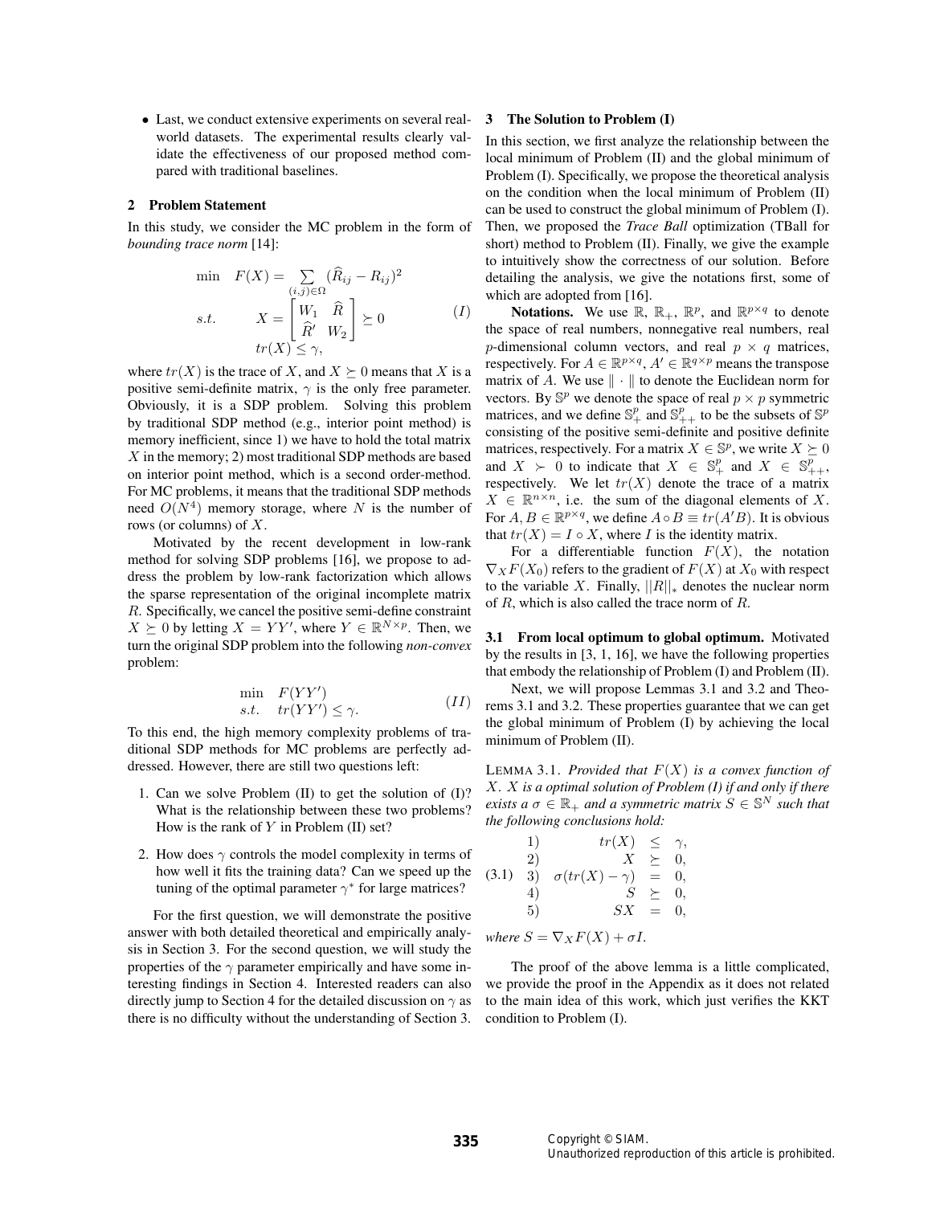- Last, we conduct extensive experiments on several real-world datasets. The experimental results clearly validate the effectiveness of our proposed method compared with traditional baselines.

## 2 Problem Statement

In this study, we consider the MC problem in the form of *bounding trace norm* [14]:

$$
\begin{array}{ll}
\min & F(X) = \sum_{(i,j)\in\Omega} (\widehat{R}_{ij} - R_{ij})^2 \\
s.t. & X = \begin{bmatrix} W_1 & \widehat{R} \\ \widehat{R}' & W_2 \end{bmatrix} \succeq 0 \\
 & tr(X) \leq \gamma,
\end{array}
\qquad (I)
$$

where $tr(X)$ is the trace of $X$, and $X \succeq 0$ means that $X$ is a positive semi-definite matrix, $\gamma$ is the only free parameter. Obviously, it is a SDP problem. Solving this problem by traditional SDP method (e.g., interior point method) is memory inefficient, since 1) we have to hold the total matrix $X$ in the memory; 2) most traditional SDP methods are based on interior point method, which is a second order-method. For MC problems, it means that the traditional SDP methods need $O(N^4)$ memory storage, where $N$ is the number of rows (or columns) of $X$.

Motivated by the recent development in low-rank method for solving SDP problems [16], we propose to address the problem by low-rank factorization which allows the sparse representation of the original incomplete matrix $R$. Specifically, we cancel the positive semi-define constraint $X \succeq 0$ by letting $X = YY'$, where $Y \in \mathbb{R}^{N\times p}$. Then, we turn the original SDP problem into the following *non-convex* problem:

$$
\begin{array}{ll}
\min & F(YY') \\
s.t. & tr(YY') \leq \gamma.
\end{array}
\qquad (II)
$$

To this end, the high memory complexity problems of traditional SDP methods for MC problems are perfectly addressed. However, there are still two questions left:

1. Can we solve Problem (II) to get the solution of (I)? What is the relationship between these two problems? How is the rank of $Y$ in Problem (II) set?
2. How does $\gamma$ controls the model complexity in terms of how well it fits the training data? Can we speed up the tuning of the optimal parameter $\gamma^*$ for large matrices?

For the first question, we will demonstrate the positive answer with both detailed theoretical and empirically analysis in Section 3. For the second question, we will study the properties of the $\gamma$ parameter empirically and have some interesting findings in Section 4. Interested readers can also directly jump to Section 4 for the detailed discussion on $\gamma$ as there is no difficulty without the understanding of Section 3.

## 3 The Solution to Problem (I)

In this section, we first analyze the relationship between the local minimum of Problem (II) and the global minimum of Problem (I). Specifically, we propose the theoretical analysis on the condition when the local minimum of Problem (II) can be used to construct the global minimum of Problem (I). Then, we proposed the *Trace Ball* optimization (TBall for short) method to Problem (II). Finally, we give the example to intuitively show the correctness of our solution. Before detailing the analysis, we give the notations first, some of which are adopted from [16].

**Notations.** We use $\mathbb{R}$, $\mathbb{R}_+$, $\mathbb{R}^p$, and $\mathbb{R}^{p\times q}$ to denote the space of real numbers, nonnegative real numbers, real $p$-dimensional column vectors, and real $p \times q$ matrices, respectively. For $A \in \mathbb{R}^{p\times q}$, $A' \in \mathbb{R}^{q\times p}$ means the transpose matrix of $A$. We use $\|\cdot\|$ to denote the Euclidean norm for vectors. By $\mathbb{S}^p$ we denote the space of real $p \times p$ symmetric matrices, and we define $\mathbb{S}^p_+$ and $\mathbb{S}^p_{++}$ to be the subsets of $\mathbb{S}^p$ consisting of the positive semi-definite and positive definite matrices, respectively. For a matrix $X \in \mathbb{S}^p$, we write $X \succeq 0$ and $X \succ 0$ to indicate that $X \in \mathbb{S}^p_+$ and $X \in \mathbb{S}^p_{++}$, respectively. We let $tr(X)$ denote the trace of a matrix $X \in \mathbb{R}^{n\times n}$, i.e. the sum of the diagonal elements of $X$. For $A, B \in \mathbb{R}^{p\times q}$, we define $A \circ B \equiv tr(A'B)$. It is obvious that $tr(X) = I \circ X$, where $I$ is the identity matrix.

For a differentiable function $F(X)$, the notation $\nabla_X F(X_0)$ refers to the gradient of $F(X)$ at $X_0$ with respect to the variable $X$. Finally, $||R||_*$ denotes the nuclear norm of $R$, which is also called the trace norm of $R$.

### 3.1 From local optimum to global optimum.

Motivated by the results in [3, 1, 16], we have the following properties that embody the relationship of Problem (I) and Problem (II).

Next, we will propose Lemmas 3.1 and 3.2 and Theorems 3.1 and 3.2. These properties guarantee that we can get the global minimum of Problem (I) by achieving the local minimum of Problem (II).

LEMMA 3.1. *Provided that $F(X)$ is a convex function of $X$. $X$ is a optimal solution of Problem (I) if and only if there exists a $\sigma \in \mathbb{R}_+$ and a symmetric matrix $S \in \mathbb{S}^N$ such that the following conclusions hold:*

$$
(3.1)\quad
\begin{array}{lrcl}
1) & tr(X) & \leq & \gamma, \\
2) & X & \succeq & 0, \\
3) & \sigma(tr(X) - \gamma) & = & 0, \\
4) & S & \succeq & 0, \\
5) & SX & = & 0,
\end{array}
$$

*where $S = \nabla_X F(X) + \sigma I$.*

The proof of the above lemma is a little complicated, we provide the proof in the Appendix as it does not related to the main idea of this work, which just verifies the KKT condition to Problem (I).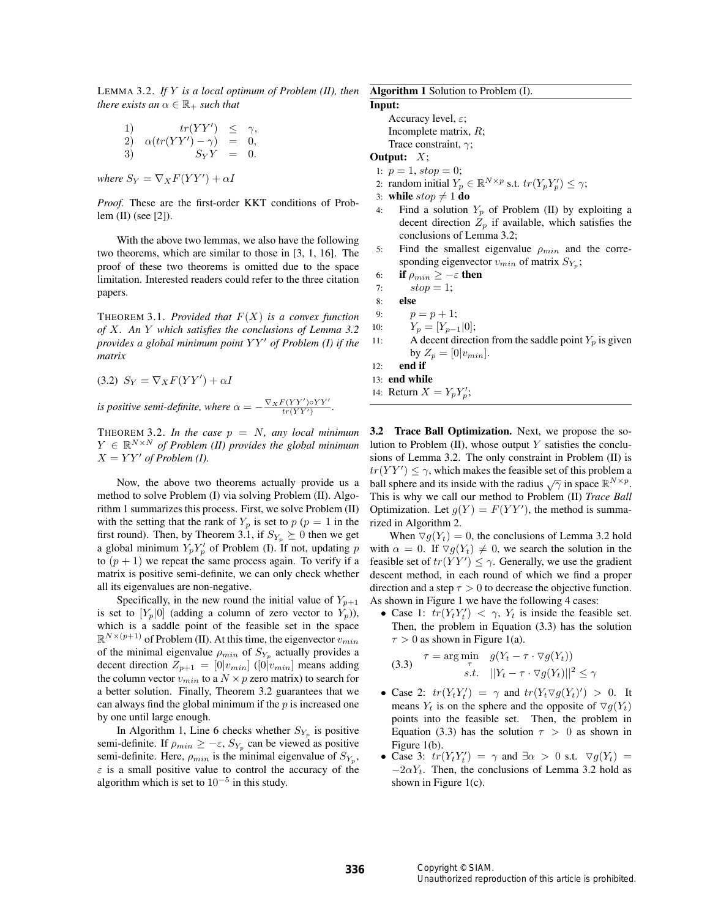LEMMA 3.2. *If $Y$ is a local optimum of Problem (II), then there exists an $\alpha \in \mathbb{R}_+$ such that*

$$
\begin{array}{lrcl}
1) & tr(YY') & \leq & \gamma, \\
2) & \alpha(tr(YY') - \gamma) & = & 0, \\
3) & S_Y Y & = & 0.
\end{array}
$$

*where $S_Y = \nabla_X F(YY') + \alpha I$*

*Proof.* These are the first-order KKT conditions of Problem (II) (see [2]).

With the above two lemmas, we also have the following two theorems, which are similar to those in [3, 1, 16]. The proof of these two theorems is omitted due to the space limitation. Interested readers could refer to the three citation papers.

THEOREM 3.1. *Provided that $F(X)$ is a convex function of $X$. An $Y$ which satisfies the conclusions of Lemma 3.2 provides a global minimum point $YY'$ of Problem (I) if the matrix*

$$(3.2)\quad S_Y = \nabla_X F(YY') + \alpha I$$

*is positive semi-definite, where $\alpha = -\frac{\nabla_X F(YY') \circ YY'}{tr(YY')}$.*

THEOREM 3.2. *In the case $p = N$, any local minimum $Y \in \mathbb{R}^{N \times N}$ of Problem (II) provides the global minimum $X = YY'$ of Problem (I).*

Now, the above two theorems actually provide us a method to solve Problem (I) via solving Problem (II). Algorithm 1 summarizes this process. First, we solve Problem (II) with the setting that the rank of $Y_p$ is set to $p$ ($p = 1$ in the first round). Then, by Theorem 3.1, if $S_{Y_p} \succeq 0$ then we get a global minimum $Y_p Y_p'$ of Problem (I). If not, updating $p$ to $(p + 1)$ we repeat the same process again. To verify if a matrix is positive semi-definite, we can only check whether all its eigenvalues are non-negative.

Specifically, in the new round the initial value of $Y_{p+1}$ is set to $[Y_p|0]$ (adding a column of zero vector to $Y_p$)), which is a saddle point of the feasible set in the space $\mathbb{R}^{N \times (p+1)}$ of Problem (II). At this time, the eigenvector $v_{min}$ of the minimal eigenvalue $\rho_{min}$ of $S_{Y_p}$ actually provides a decent direction $Z_{p+1} = [0|v_{min}]$ ($[0|v_{min}]$ means adding the column vector $v_{min}$ to a $N \times p$ zero matrix) to search for a better solution. Finally, Theorem 3.2 guarantees that we can always find the global minimum if the $p$ is increased one by one until large enough.

In Algorithm 1, Line 6 checks whether $S_{Y_p}$ is positive semi-definite. If $\rho_{min} \geq -\varepsilon$, $S_{Y_p}$ can be viewed as positive semi-definite. Here, $\rho_{min}$ is the minimal eigenvalue of $S_{Y_p}$, $\varepsilon$ is a small positive value to control the accuracy of the algorithm which is set to $10^{-5}$ in this study.

---

**Algorithm 1** Solution to Problem (I).

**Input:**
Accuracy level, $\varepsilon$;
Incomplete matrix, $R$;
Trace constraint, $\gamma$;

**Output:** $X$;

1: $p = 1$, $stop = 0$;
2: random initial $Y_p \in \mathbb{R}^{N \times p}$ s.t. $tr(Y_p Y_p') \leq \gamma$;
3: **while** $stop \neq 1$ **do**
4: Find a solution $Y_p$ of Problem (II) by exploiting a decent direction $Z_p$ if available, which satisfies the conclusions of Lemma 3.2;
5: Find the smallest eigenvalue $\rho_{min}$ and the corresponding eigenvector $v_{min}$ of matrix $S_{Y_p}$;
6: **if** $\rho_{min} \geq -\varepsilon$ **then**
7: $stop = 1$;
8: **else**
9: $p = p + 1$;
10: $Y_p = [Y_{p-1}|0]$;
11: A decent direction from the saddle point $Y_p$ is given by $Z_p = [0|v_{min}]$.
12: **end if**
13: **end while**
14: Return $X = Y_p Y_p'$;

---

**3.2 Trace Ball Optimization.** Next, we propose the solution to Problem (II), whose output $Y$ satisfies the conclusions of Lemma 3.2. The only constraint in Problem (II) is $tr(YY') \leq \gamma$, which makes the feasible set of this problem a ball sphere and its inside with the radius $\sqrt{\gamma}$ in space $\mathbb{R}^{N \times p}$. This is why we call our method to Problem (II) *Trace Ball* Optimization. Let $g(Y) = F(YY')$, the method is summarized in Algorithm 2.

When $\triangledown g(Y_t) = 0$, the conclusions of Lemma 3.2 hold with $\alpha = 0$. If $\triangledown g(Y_t) \neq 0$, we search the solution in the feasible set of $tr(YY') \leq \gamma$. Generally, we use the gradient descent method, in each round of which we find a proper direction and a step $\tau > 0$ to decrease the objective function. As shown in Figure 1 we have the following 4 cases:

- Case 1: $tr(Y_t Y_t') < \gamma$, $Y_t$ is inside the feasible set. Then, the problem in Equation (3.3) has the solution $\tau > 0$ as shown in Figure 1(a).

$$(3.3)\quad \begin{array}{rl} \tau = \arg\min\limits_{\tau} & g(Y_t - \tau \cdot \triangledown g(Y_t)) \\ s.t. & ||Y_t - \tau \cdot \triangledown g(Y_t)||^2 \leq \gamma \end{array}$$

- Case 2: $tr(Y_t Y_t') = \gamma$ and $tr(Y_t \triangledown g(Y_t)') > 0$. It means $Y_t$ is on the sphere and the opposite of $\triangledown g(Y_t)$ points into the feasible set. Then, the problem in Equation (3.3) has the solution $\tau > 0$ as shown in Figure 1(b).
- Case 3: $tr(Y_t Y_t') = \gamma$ and $\exists \alpha > 0$ s.t. $\triangledown g(Y_t) = -2\alpha Y_t$. Then, the conclusions of Lemma 3.2 hold as shown in Figure 1(c).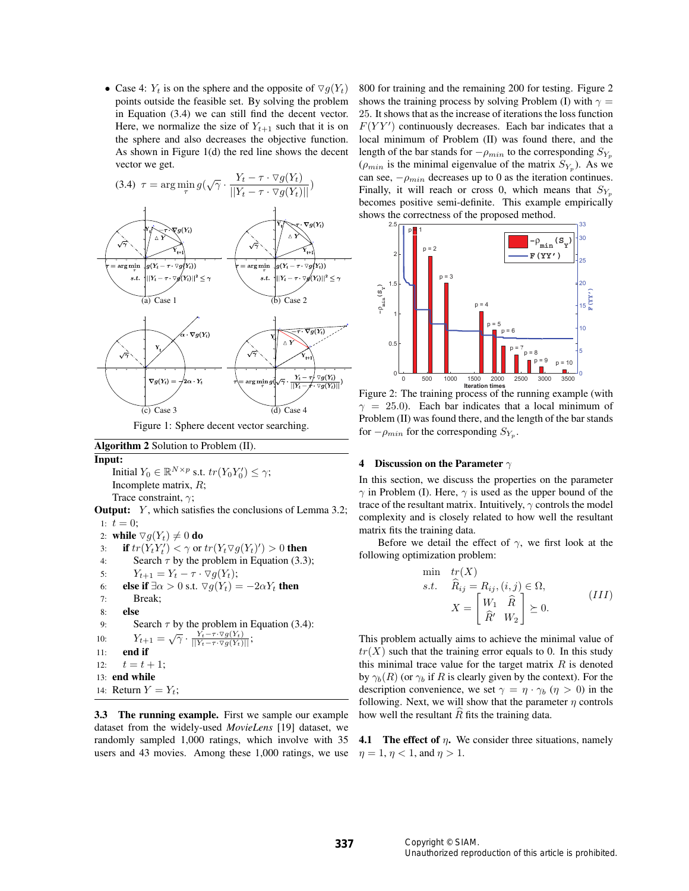- Case 4: $Y_t$ is on the sphere and the opposite of $\triangledown g(Y_t)$ points outside the feasible set. By solving the problem in Equation (3.4) we can still find the decent vector. Here, we normalize the size of $Y_{t+1}$ such that it is on the sphere and also decreases the objective function. As shown in Figure 1(d) the red line shows the decent vector we get.

$$(3.4)\quad \tau = \arg\min_{\tau} g(\sqrt{\gamma} \cdot \frac{Y_t - \tau \cdot \triangledown g(Y_t)}{||Y_t - \tau \cdot \triangledown g(Y_t)||})$$

(a) Case 1 (b) Case 2

(c) Case 3 (d) Case 4

Figure 1: Sphere decent vector searching.

**Algorithm 2** Solution to Problem (II).

**Input:**
Initial $Y_0 \in \mathbb{R}^{N \times p}$ s.t. $tr(Y_0 Y_0') \le \gamma$;
Incomplete matrix, $R$;
Trace constraint, $\gamma$;

**Output:** $Y$, which satisfies the conclusions of Lemma 3.2;

1: $t = 0$;
2: **while** $\triangledown g(Y_t) \neq 0$ **do**
3: **if** $tr(Y_t Y_t') < \gamma$ or $tr(Y_t \triangledown g(Y_t)') > 0$ **then**
4: Search $\tau$ by the problem in Equation (3.3);
5: $Y_{t+1} = Y_t - \tau \cdot \triangledown g(Y_t)$;
6: **else if** $\exists \alpha > 0$ s.t. $\triangledown g(Y_t) = -2\alpha Y_t$ **then**
7: Break;
8: **else**
9: Search $\tau$ by the problem in Equation (3.4):
10: $Y_{t+1} = \sqrt{\gamma} \cdot \frac{Y_t - \tau \cdot \triangledown g(Y_t)}{||Y_t - \tau \cdot \triangledown g(Y_t)||}$;
11: **end if**
12: $t = t + 1$;
13: **end while**
14: Return $Y = Y_t$;

**3.3 The running example.** First we sample our example dataset from the widely-used *MovieLens* [19] dataset, we randomly sampled 1,000 ratings, which involve with 35 users and 43 movies. Among these 1,000 ratings, we use 800 for training and the remaining 200 for testing. Figure 2 shows the training process by solving Problem (I) with $\gamma = 25$. It shows that as the increase of iterations the loss function $F(YY')$ continuously decreases. Each bar indicates that a local minimum of Problem (II) was found there, and the length of the bar stands for $-\rho_{min}$ to the corresponding $S_{Y_p}$ ($\rho_{min}$ is the minimal eigenvalue of the matrix $S_{Y_p}$). As we can see, $-\rho_{min}$ decreases up to 0 as the iteration continues. Finally, it will reach or cross 0, which means that $S_{Y_p}$ becomes positive semi-definite. This example empirically shows the correctness of the proposed method.

Figure 2: The training process of the running example (with $\gamma = 25.0$). Each bar indicates that a local minimum of Problem (II) was found there, and the length of the bar stands for $-\rho_{min}$ for the corresponding $S_{Y_p}$.

## 4 Discussion on the Parameter $\gamma$

In this section, we discuss the properties on the parameter $\gamma$ in Problem (I). Here, $\gamma$ is used as the upper bound of the trace of the resultant matrix. Intuitively, $\gamma$ controls the model complexity and is closely related to how well the resultant matrix fits the training data.

Before we detail the effect of $\gamma$, we first look at the following optimization problem:

$$\begin{aligned} \min \quad & tr(X) \\ s.t. \quad & \widehat{R}_{ij} = R_{ij}, (i,j) \in \Omega, \\ & X = \begin{bmatrix} W_1 & \widehat{R} \\ \widehat{R}' & W_2 \end{bmatrix} \succeq 0. \end{aligned} \qquad (III)$$

This problem actually aims to achieve the minimal value of $tr(X)$ such that the training error equals to 0. In this study this minimal trace value for the target matrix $R$ is denoted by $\gamma_b(R)$ (or $\gamma_b$ if $R$ is clearly given by the context). For the description convenience, we set $\gamma = \eta \cdot \gamma_b$ ($\eta > 0$) in the following. Next, we will show that the parameter $\eta$ controls how well the resultant $\widehat{R}$ fits the training data.

**4.1 The effect of $\eta$.** We consider three situations, namely $\eta = 1$, $\eta < 1$, and $\eta > 1$.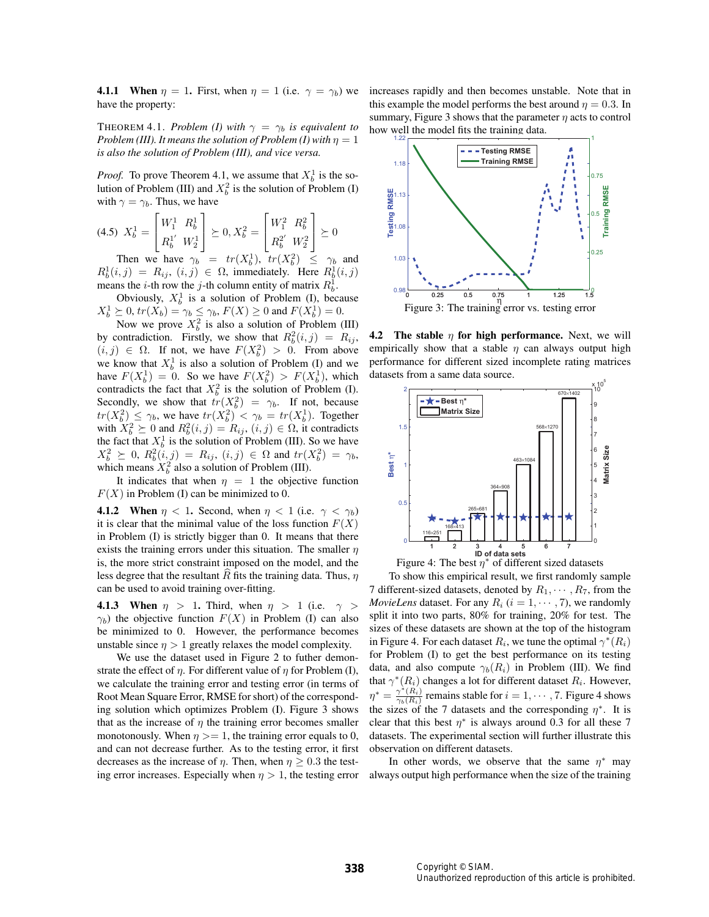#### 4.1.1 When $\eta = 1$.

First, when $\eta = 1$ (i.e. $\gamma = \gamma_b$) we have the property:

THEOREM 4.1. *Problem (I) with $\gamma = \gamma_b$ is equivalent to Problem (III). It means the solution of Problem (I) with $\eta = 1$ is also the solution of Problem (III), and vice versa.*

*Proof.* To prove Theorem 4.1, we assume that $X_b^1$ is the solution of Problem (III) and $X_b^2$ is the solution of Problem (I) with $\gamma = \gamma_b$. Thus, we have

$$(4.5)\quad X_b^1 = \begin{bmatrix} W_1^1 & R_b^1 \\ R_b^{1'} & W_2^1 \end{bmatrix} \succeq 0, X_b^2 = \begin{bmatrix} W_1^2 & R_b^2 \\ R_b^{2'} & W_2^2 \end{bmatrix} \succeq 0$$

Then we have $\gamma_b = tr(X_b^1)$, $tr(X_b^2) \leq \gamma_b$ and $R_b^1(i,j) = R_{ij}$, $(i,j) \in \Omega$, immediately. Here $R_b^1(i,j)$ means the $i$-th row the $j$-th column entity of matrix $R_b^1$.

Obviously, $X_b^1$ is a solution of Problem (I), because $X_b^1 \succeq 0$, $tr(X_b) = \gamma_b \leq \gamma_b$, $F(X) \geq 0$ and $F(X_b^1) = 0$.

Now we prove $X_b^2$ is also a solution of Problem (III) by contradiction. Firstly, we show that $R_b^2(i,j) = R_{ij}$, $(i,j) \in \Omega$. If not, we have $F(X_b^2) > 0$. From above we know that $X_b^1$ is also a solution of Problem (I) and we have $F(X_b^1) = 0$. So we have $F(X_b^2) > F(X_b^1)$, which contradicts the fact that $X_b^2$ is the solution of Problem (I). Secondly, we show that $tr(X_b^2) = \gamma_b$. If not, because $tr(X_b^2) \leq \gamma_b$, we have $tr(X_b^2) < \gamma_b = tr(X_b^1)$. Together with $X_b^2 \succeq 0$ and $R_b^2(i,j) = R_{ij}$, $(i,j) \in \Omega$, it contradicts the fact that $X_b^1$ is the solution of Problem (III). So we have $X_b^2 \succeq 0$, $R_b^2(i,j) = R_{ij}$, $(i,j) \in \Omega$ and $tr(X_b^2) = \gamma_b$, which means $X_b^2$ also a solution of Problem (III).

It indicates that when $\eta = 1$ the objective function $F(X)$ in Problem (I) can be minimized to 0.

#### 4.1.2 When $\eta < 1$.

Second, when $\eta < 1$ (i.e. $\gamma < \gamma_b$) it is clear that the minimal value of the loss function $F(X)$ in Problem (I) is strictly bigger than 0. It means that there exists the training errors under this situation. The smaller $\eta$ is, the more strict constraint imposed on the model, and the less degree that the resultant $\widehat{R}$ fits the training data. Thus, $\eta$ can be used to avoid training over-fitting.

#### 4.1.3 When $\eta > 1$.

Third, when $\eta > 1$ (i.e. $\gamma > \gamma_b$) the objective function $F(X)$ in Problem (I) can also be minimized to 0. However, the performance becomes unstable since $\eta > 1$ greatly relaxes the model complexity.

We use the dataset used in Figure 2 to futher demonstrate the effect of $\eta$. For different value of $\eta$ for Problem (I), we calculate the training error and testing error (in terms of Root Mean Square Error, RMSE for short) of the corresponding solution which optimizes Problem (I). Figure 3 shows that as the increase of $\eta$ the training error becomes smaller monotonously. When $\eta >= 1$, the training error equals to 0, and can not decrease further. As to the testing error, it first decreases as the increase of $\eta$. Then, when $\eta \geq 0.3$ the testing error increases. Especially when $\eta > 1$, the testing error increases rapidly and then becomes unstable. Note that in this example the model performs the best around $\eta = 0.3$. In summary, Figure 3 shows that the parameter $\eta$ acts to control how well the model fits the training data.

Figure 3: The training error vs. testing error

### 4.2 The stable $\eta$ for high performance.

Next, we will empirically show that a stable $\eta$ can always output high performance for different sized incomplete rating matrices datasets from a same data source.

Figure 4: The best $\eta^*$ of different sized datasets

To show this empirical result, we first randomly sample 7 different-sized datasets, denoted by $R_1, \cdots, R_7$, from the *MovieLens* dataset. For any $R_i$ $(i = 1, \cdots, 7)$, we randomly split it into two parts, 80% for training, 20% for test. The sizes of these datasets are shown at the top of the histogram in Figure 4. For each dataset $R_i$, we tune the optimal $\gamma^*(R_i)$ for Problem (I) to get the best performance on its testing data, and also compute $\gamma_b(R_i)$ in Problem (III). We find that $\gamma^*(R_i)$ changes a lot for different dataset $R_i$. However, $\eta^* = \frac{\gamma^*(R_i)}{\gamma_b(R_i)}$ remains stable for $i = 1, \cdots, 7$. Figure 4 shows the sizes of the 7 datasets and the corresponding $\eta^*$. It is clear that this best $\eta^*$ is always around 0.3 for all these 7 datasets. The experimental section will further illustrate this observation on different datasets.

In other words, we observe that the same $\eta^*$ may always output high performance when the size of the training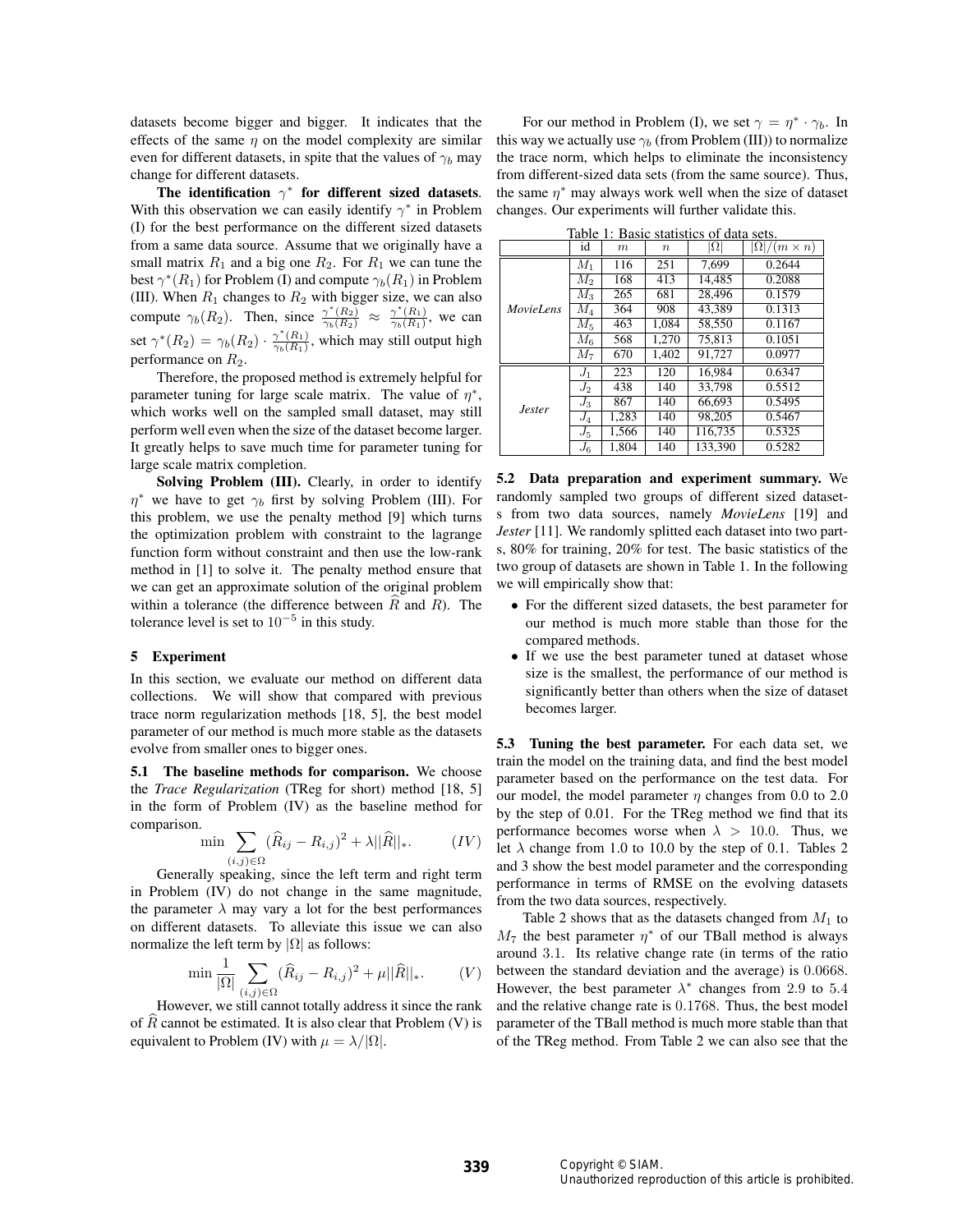datasets become bigger and bigger. It indicates that the effects of the same $\eta$ on the model complexity are similar even for different datasets, in spite that the values of $\gamma_b$ may change for different datasets.

**The identification $\gamma^*$ for different sized datasets**. With this observation we can easily identify $\gamma^*$ in Problem (I) for the best performance on the different sized datasets from a same data source. Assume that we originally have a small matrix $R_1$ and a big one $R_2$. For $R_1$ we can tune the best $\gamma^*(R_1)$ for Problem (I) and compute $\gamma_b(R_1)$ in Problem (III). When $R_1$ changes to $R_2$ with bigger size, we can also compute $\gamma_b(R_2)$. Then, since $\frac{\gamma^*(R_2)}{\gamma_b(R_2)} \approx \frac{\gamma^*(R_1)}{\gamma_b(R_1)}$, we can set $\gamma^*(R_2) = \gamma_b(R_2) \cdot \frac{\gamma^*(R_1)}{\gamma_b(R_1)}$, which may still output high performance on $R_2$.

Therefore, the proposed method is extremely helpful for parameter tuning for large scale matrix. The value of $\eta^*$, which works well on the sampled small dataset, may still perform well even when the size of the dataset become larger. It greatly helps to save much time for parameter tuning for large scale matrix completion.

**Solving Problem (III).** Clearly, in order to identify $\eta^*$ we have to get $\gamma_b$ first by solving Problem (III). For this problem, we use the penalty method [9] which turns the optimization problem with constraint to the lagrange function form without constraint and then use the low-rank method in [1] to solve it. The penalty method ensure that we can get an approximate solution of the original problem within a tolerance (the difference between $\widehat{R}$ and $R$). The tolerance level is set to $10^{-5}$ in this study.

## 5 Experiment

In this section, we evaluate our method on different data collections. We will show that compared with previous trace norm regularization methods [18, 5], the best model parameter of our method is much more stable as the datasets evolve from smaller ones to bigger ones.

**5.1 The baseline methods for comparison.** We choose the *Trace Regularization* (TReg for short) method [18, 5] in the form of Problem (IV) as the baseline method for comparison.

$$\min \sum_{(i,j)\in\Omega} (\widehat{R}_{ij} - R_{i,j})^2 + \lambda||\widehat{R}||_*. \qquad (IV)$$

Generally speaking, since the left term and right term in Problem (IV) do not change in the same magnitude, the parameter $\lambda$ may vary a lot for the best performances on different datasets. To alleviate this issue we can also normalize the left term by $|\Omega|$ as follows:

$$\min \frac{1}{|\Omega|} \sum_{(i,j)\in\Omega} (\widehat{R}_{ij} - R_{i,j})^2 + \mu||\widehat{R}||_*. \qquad (V)$$

However, we still cannot totally address it since the rank of $\widehat{R}$ cannot be estimated. It is also clear that Problem (V) is equivalent to Problem (IV) with $\mu = \lambda/|\Omega|$.

For our method in Problem (I), we set $\gamma = \eta^* \cdot \gamma_b$. In this way we actually use $\gamma_b$ (from Problem (III)) to normalize the trace norm, which helps to eliminate the inconsistency from different-sized data sets (from the same source). Thus, the same $\eta^*$ may always work well when the size of dataset changes. Our experiments will further validate this.

Table 1: Basic statistics of data sets.

| | id | $m$ | $n$ | $\|\Omega\|$ | $\|\Omega\|/(m \times n)$ |
|---|---|---|---|---|---|
| *MovieLens* | $M_1$ | 116 | 251 | 7,699 | 0.2644 |
| | $M_2$ | 168 | 413 | 14,485 | 0.2088 |
| | $M_3$ | 265 | 681 | 28,496 | 0.1579 |
| | $M_4$ | 364 | 908 | 43,389 | 0.1313 |
| | $M_5$ | 463 | 1,084 | 58,550 | 0.1167 |
| | $M_6$ | 568 | 1,270 | 75,813 | 0.1051 |
| | $M_7$ | 670 | 1,402 | 91,727 | 0.0977 |
| *Jester* | $J_1$ | 223 | 120 | 16,984 | 0.6347 |
| | $J_2$ | 438 | 140 | 33,798 | 0.5512 |
| | $J_3$ | 867 | 140 | 66,693 | 0.5495 |
| | $J_4$ | 1,283 | 140 | 98,205 | 0.5467 |
| | $J_5$ | 1,566 | 140 | 116,735 | 0.5325 |
| | $J_6$ | 1,804 | 140 | 133,390 | 0.5282 |

**5.2 Data preparation and experiment summary.** We randomly sampled two groups of different sized datasets from two data sources, namely *MovieLens* [19] and *Jester* [11]. We randomly splitted each dataset into two parts, 80% for training, 20% for test. The basic statistics of the two group of datasets are shown in Table 1. In the following we will empirically show that:

- For the different sized datasets, the best parameter for our method is much more stable than those for the compared methods.
- If we use the best parameter tuned at dataset whose size is the smallest, the performance of our method is significantly better than others when the size of dataset becomes larger.

**5.3 Tuning the best parameter.** For each data set, we train the model on the training data, and find the best model parameter based on the performance on the test data. For our model, the model parameter $\eta$ changes from 0.0 to 2.0 by the step of 0.01. For the TReg method we find that its performance becomes worse when $\lambda > 10.0$. Thus, we let $\lambda$ change from 1.0 to 10.0 by the step of 0.1. Tables 2 and 3 show the best model parameter and the corresponding performance in terms of RMSE on the evolving datasets from the two data sources, respectively.

Table 2 shows that as the datasets changed from $M_1$ to $M_7$ the best parameter $\eta^*$ of our TBall method is always around 3.1. Its relative change rate (in terms of the ratio between the standard deviation and the average) is 0.0668. However, the best parameter $\lambda^*$ changes from 2.9 to 5.4 and the relative change rate is 0.1768. Thus, the best model parameter of the TBall method is much more stable than that of the TReg method. From Table 2 we can also see that the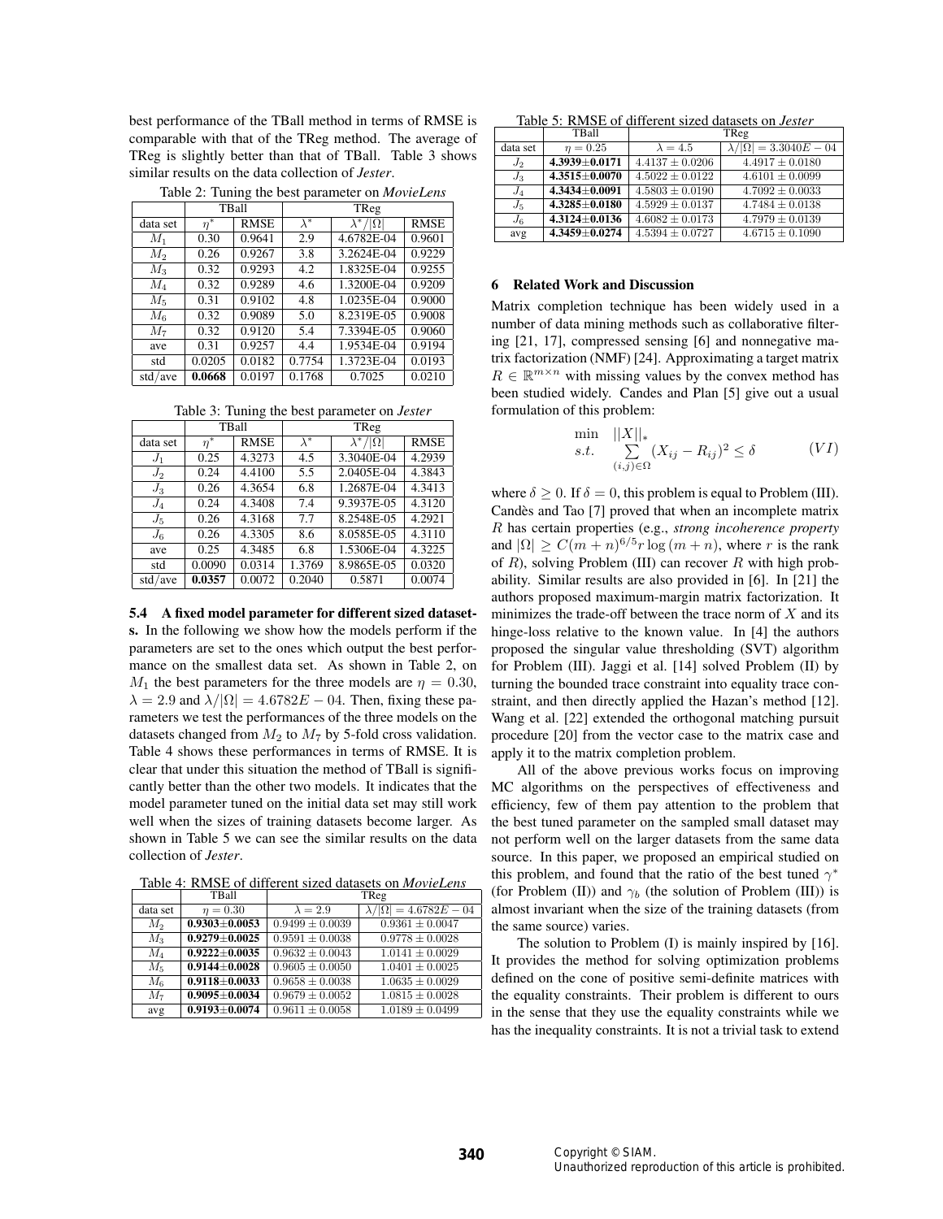best performance of the TBall method in terms of RMSE is comparable with that of the TReg method. The average of TReg is slightly better than that of TBall. Table 3 shows similar results on the data collection of *Jester*.

Table 2: Tuning the best parameter on *MovieLens*

| | TBall | | TReg | | |
|---|---|---|---|---|---|
| data set | $\eta^*$ | RMSE | $\lambda^*$ | $\lambda^*/\lvert\Omega\rvert$ | RMSE |
| $M_1$ | 0.30 | 0.9641 | 2.9 | 4.6782E-04 | 0.9601 |
| $M_2$ | 0.26 | 0.9267 | 3.8 | 3.2624E-04 | 0.9229 |
| $M_3$ | 0.32 | 0.9293 | 4.2 | 1.8325E-04 | 0.9255 |
| $M_4$ | 0.32 | 0.9289 | 4.6 | 1.3200E-04 | 0.9209 |
| $M_5$ | 0.31 | 0.9102 | 4.8 | 1.0235E-04 | 0.9000 |
| $M_6$ | 0.32 | 0.9089 | 5.0 | 8.2319E-05 | 0.9008 |
| $M_7$ | 0.32 | 0.9120 | 5.4 | 7.3394E-05 | 0.9060 |
| ave | 0.31 | 0.9257 | 4.4 | 1.9534E-04 | 0.9194 |
| std | 0.0205 | 0.0182 | 0.7754 | 1.3723E-04 | 0.0193 |
| std/ave | **0.0668** | 0.0197 | 0.1768 | 0.7025 | 0.0210 |

Table 3: Tuning the best parameter on *Jester*

| | TBall | | TReg | | |
|---|---|---|---|---|---|
| data set | $\eta^*$ | RMSE | $\lambda^*$ | $\lambda^*/\lvert\Omega\rvert$ | RMSE |
| $J_1$ | 0.25 | 4.3273 | 4.5 | 3.3040E-04 | 4.2939 |
| $J_2$ | 0.24 | 4.4100 | 5.5 | 2.0405E-04 | 4.3843 |
| $J_3$ | 0.26 | 4.3654 | 6.8 | 1.2687E-04 | 4.3413 |
| $J_4$ | 0.24 | 4.3408 | 7.4 | 9.3937E-05 | 4.3120 |
| $J_5$ | 0.26 | 4.3168 | 7.7 | 8.2548E-05 | 4.2921 |
| $J_6$ | 0.26 | 4.3305 | 8.6 | 8.0585E-05 | 4.3110 |
| ave | 0.25 | 4.3485 | 6.8 | 1.5306E-04 | 4.3225 |
| std | 0.0090 | 0.0314 | 1.3769 | 8.9865E-05 | 0.0320 |
| std/ave | **0.0357** | 0.0072 | 0.2040 | 0.5871 | 0.0074 |

### 5.4 A fixed model parameter for different sized datasets.

In the following we show how the models perform if the parameters are set to the ones which output the best performance on the smallest data set. As shown in Table 2, on $M_1$ the best parameters for the three models are $\eta = 0.30$, $\lambda = 2.9$ and $\lambda/|\Omega| = 4.6782E-04$. Then, fixing these parameters we test the performances of the three models on the datasets changed from $M_2$ to $M_7$ by 5-fold cross validation. Table 4 shows these performances in terms of RMSE. It is clear that under this situation the method of TBall is significantly better than the other two models. It indicates that the model parameter tuned on the initial data set may still work well when the sizes of training datasets become larger. As shown in Table 5 we can see the similar results on the data collection of *Jester*.

Table 4: RMSE of different sized datasets on *MovieLens*

| | TBall | TReg | |
|---|---|---|---|
| data set | $\eta = 0.30$ | $\lambda = 2.9$ | $\lambda/\lvert\Omega\rvert = 4.6782E-04$ |
| $M_2$ | **0.9303±0.0053** | $0.9499 \pm 0.0039$ | $0.9361 \pm 0.0047$ |
| $M_3$ | **0.9279±0.0025** | $0.9591 \pm 0.0038$ | $0.9778 \pm 0.0028$ |
| $M_4$ | **0.9222±0.0035** | $0.9632 \pm 0.0043$ | $1.0141 \pm 0.0029$ |
| $M_5$ | **0.9144±0.0028** | $0.9605 \pm 0.0050$ | $1.0401 \pm 0.0025$ |
| $M_6$ | **0.9118±0.0033** | $0.9658 \pm 0.0038$ | $1.0635 \pm 0.0029$ |
| $M_7$ | **0.9095±0.0034** | $0.9679 \pm 0.0052$ | $1.0815 \pm 0.0028$ |
| avg | **0.9193±0.0074** | $0.9611 \pm 0.0058$ | $1.0189 \pm 0.0499$ |

Table 5: RMSE of different sized datasets on *Jester*

| | TBall | TReg | |
|---|---|---|---|
| data set | $\eta = 0.25$ | $\lambda = 4.5$ | $\lambda/\lvert\Omega\rvert = 3.3040E-04$ |
| $J_2$ | **4.3939±0.0171** | $4.4137 \pm 0.0206$ | $4.4917 \pm 0.0180$ |
| $J_3$ | **4.3515±0.0070** | $4.5022 \pm 0.0122$ | $4.6101 \pm 0.0099$ |
| $J_4$ | **4.3434±0.0091** | $4.5803 \pm 0.0190$ | $4.7092 \pm 0.0033$ |
| $J_5$ | **4.3285±0.0180** | $4.5929 \pm 0.0137$ | $4.7484 \pm 0.0138$ |
| $J_6$ | **4.3124±0.0136** | $4.6082 \pm 0.0173$ | $4.7979 \pm 0.0139$ |
| avg | **4.3459±0.0274** | $4.5394 \pm 0.0727$ | $4.6715 \pm 0.1090$ |

## 6 Related Work and Discussion

Matrix completion technique has been widely used in a number of data mining methods such as collaborative filtering [21, 17], compressed sensing [6] and nonnegative matrix factorization (NMF) [24]. Approximating a target matrix $R \in \mathbb{R}^{m \times n}$ with missing values by the convex method has been studied widely. Candes and Plan [5] give out a usual formulation of this problem:

$$\begin{array}{ll} \min & ||X||_* \\ s.t. & \sum_{(i,j)\in\Omega} (X_{ij} - R_{ij})^2 \leq \delta \end{array} \qquad (VI)$$

where $\delta \geq 0$. If $\delta = 0$, this problem is equal to Problem (III). Candès and Tao [7] proved that when an incomplete matrix $R$ has certain properties (e.g., *strong incoherence property* and $|\Omega| \geq C(m+n)^{6/5} r \log(m+n)$, where $r$ is the rank of $R$), solving Problem (III) can recover $R$ with high probability. Similar results are also provided in [6]. In [21] the authors proposed maximum-margin matrix factorization. It minimizes the trade-off between the trace norm of $X$ and its hinge-loss relative to the known value. In [4] the authors proposed the singular value thresholding (SVT) algorithm for Problem (III). Jaggi et al. [14] solved Problem (II) by turning the bounded trace constraint into equality trace constraint, and then directly applied the Hazan's method [12]. Wang et al. [22] extended the orthogonal matching pursuit procedure [20] from the vector case to the matrix case and apply it to the matrix completion problem.

All of the above previous works focus on improving MC algorithms on the perspectives of effectiveness and efficiency, few of them pay attention to the problem that the best tuned parameter on the sampled small dataset may not perform well on the larger datasets from the same data source. In this paper, we proposed an empirical studied on this problem, and found that the ratio of the best tuned $\gamma^*$ (for Problem (II)) and $\gamma_b$ (the solution of Problem (III)) is almost invariant when the size of the training datasets (from the same source) varies.

The solution to Problem (I) is mainly inspired by [16]. It provides the method for solving optimization problems defined on the cone of positive semi-definite matrices with the equality constraints. Their problem is different to ours in the sense that they use the equality constraints while we has the inequality constraints. It is not a trivial task to extend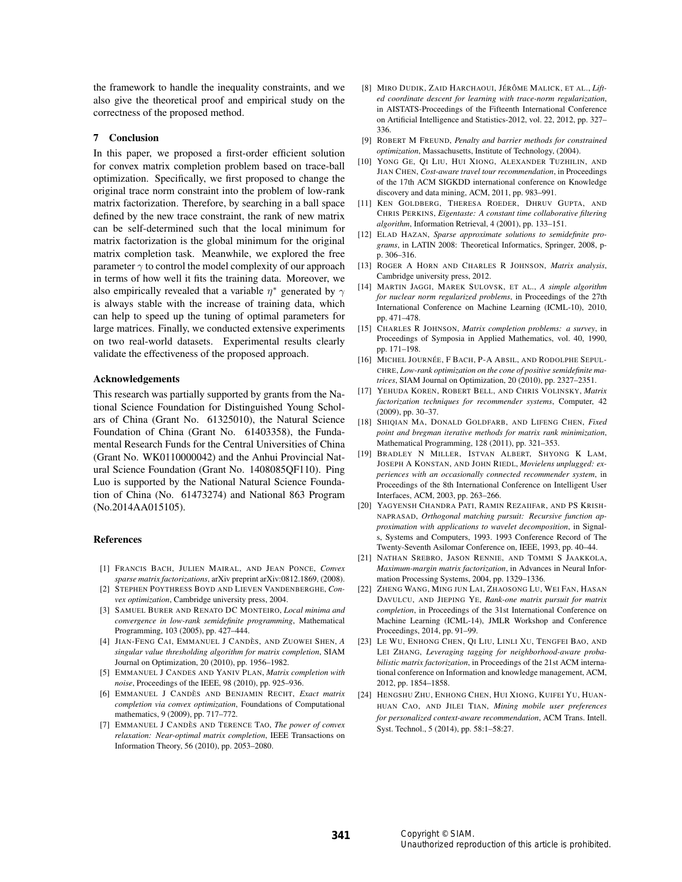the framework to handle the inequality constraints, and we also give the theoretical proof and empirical study on the correctness of the proposed method.

## 7 Conclusion

In this paper, we proposed a first-order efficient solution for convex matrix completion problem based on trace-ball optimization. Specifically, we first proposed to change the original trace norm constraint into the problem of low-rank matrix factorization. Therefore, by searching in a ball space defined by the new trace constraint, the rank of new matrix can be self-determined such that the local minimum for matrix factorization is the global minimum for the original matrix completion task. Meanwhile, we explored the free parameter $\gamma$ to control the model complexity of our approach in terms of how well it fits the training data. Moreover, we also empirically revealed that a variable $\eta^*$ generated by $\gamma$ is always stable with the increase of training data, which can help to speed up the tuning of optimal parameters for large matrices. Finally, we conducted extensive experiments on two real-world datasets. Experimental results clearly validate the effectiveness of the proposed approach.

### Acknowledgements

This research was partially supported by grants from the National Science Foundation for Distinguished Young Scholars of China (Grant No. 61325010), the Natural Science Foundation of China (Grant No. 61403358), the Fundamental Research Funds for the Central Universities of China (Grant No. WK0110000042) and the Anhui Provincial Natural Science Foundation (Grant No. 1408085QF110). Ping Luo is supported by the National Natural Science Foundation of China (No. 61473274) and National 863 Program (No.2014AA015105).

### References

[1] Francis Bach, Julien Mairal, and Jean Ponce, *Convex sparse matrix factorizations*, arXiv preprint arXiv:0812.1869, (2008).

[2] Stephen Poythress Boyd and Lieven Vandenberghe, *Convex optimization*, Cambridge university press, 2004.

[3] Samuel Burer and Renato DC Monteiro, *Local minima and convergence in low-rank semidefinite programming*, Mathematical Programming, 103 (2005), pp. 427–444.

[4] Jian-Feng Cai, Emmanuel J Candès, and Zuowei Shen, *A singular value thresholding algorithm for matrix completion*, SIAM Journal on Optimization, 20 (2010), pp. 1956–1982.

[5] Emmanuel J Candes and Yaniv Plan, *Matrix completion with noise*, Proceedings of the IEEE, 98 (2010), pp. 925–936.

[6] Emmanuel J Candès and Benjamin Recht, *Exact matrix completion via convex optimization*, Foundations of Computational mathematics, 9 (2009), pp. 717–772.

[7] Emmanuel J Candès and Terence Tao, *The power of convex relaxation: Near-optimal matrix completion*, IEEE Transactions on Information Theory, 56 (2010), pp. 2053–2080.

[8] Miro Dudik, Zaid Harchaoui, Jérôme Malick, et al., *Lifted coordinate descent for learning with trace-norm regularization*, in AISTATS-Proceedings of the Fifteenth International Conference on Artificial Intelligence and Statistics-2012, vol. 22, 2012, pp. 327–336.

[9] Robert M Freund, *Penalty and barrier methods for constrained optimization*, Massachusetts, Institute of Technology, (2004).

[10] Yong Ge, Qi Liu, Hui Xiong, Alexander Tuzhilin, and Jian Chen, *Cost-aware travel tour recommendation*, in Proceedings of the 17th ACM SIGKDD international conference on Knowledge discovery and data mining, ACM, 2011, pp. 983–991.

[11] Ken Goldberg, Theresa Roeder, Dhruv Gupta, and Chris Perkins, *Eigentaste: A constant time collaborative filtering algorithm*, Information Retrieval, 4 (2001), pp. 133–151.

[12] Elad Hazan, *Sparse approximate solutions to semidefinite programs*, in LATIN 2008: Theoretical Informatics, Springer, 2008, pp. 306–316.

[13] Roger A Horn and Charles R Johnson, *Matrix analysis*, Cambridge university press, 2012.

[14] Martin Jaggi, Marek Sulovsk, et al., *A simple algorithm for nuclear norm regularized problems*, in Proceedings of the 27th International Conference on Machine Learning (ICML-10), 2010, pp. 471–478.

[15] Charles R Johnson, *Matrix completion problems: a survey*, in Proceedings of Symposia in Applied Mathematics, vol. 40, 1990, pp. 171–198.

[16] Michel Journée, F Bach, P-A Absil, and Rodolphe Sepulchre, *Low-rank optimization on the cone of positive semidefinite matrices*, SIAM Journal on Optimization, 20 (2010), pp. 2327–2351.

[17] Yehuda Koren, Robert Bell, and Chris Volinsky, *Matrix factorization techniques for recommender systems*, Computer, 42 (2009), pp. 30–37.

[18] Shiqian Ma, Donald Goldfarb, and Lifeng Chen, *Fixed point and bregman iterative methods for matrix rank minimization*, Mathematical Programming, 128 (2011), pp. 321–353.

[19] Bradley N Miller, Istvan Albert, Shyong K Lam, Joseph A Konstan, and John Riedl, *Movielens unplugged: experiences with an occasionally connected recommender system*, in Proceedings of the 8th International Conference on Intelligent User Interfaces, ACM, 2003, pp. 263–266.

[20] Yagyensh Chandra Pati, Ramin Rezaiifar, and PS Krishnaprasad, *Orthogonal matching pursuit: Recursive function approximation with applications to wavelet decomposition*, in Signals, Systems and Computers, 1993. 1993 Conference Record of The Twenty-Seventh Asilomar Conference on, IEEE, 1993, pp. 40–44.

[21] Nathan Srebro, Jason Rennie, and Tommi S Jaakkola, *Maximum-margin matrix factorization*, in Advances in Neural Information Processing Systems, 2004, pp. 1329–1336.

[22] Zheng Wang, Ming jun Lai, Zhaosong Lu, Wei Fan, Hasan Davulcu, and Jieping Ye, *Rank-one matrix pursuit for matrix completion*, in Proceedings of the 31st International Conference on Machine Learning (ICML-14), JMLR Workshop and Conference Proceedings, 2014, pp. 91–99.

[23] Le Wu, Enhong Chen, Qi Liu, Linli Xu, Tengfei Bao, and Lei Zhang, *Leveraging tagging for neighborhood-aware probabilistic matrix factorization*, in Proceedings of the 21st ACM international conference on Information and knowledge management, ACM, 2012, pp. 1854–1858.

[24] Hengshu Zhu, Enhong Chen, Hui Xiong, Kuifei Yu, Huanhuan Cao, and Jilei Tian, *Mining mobile user preferences for personalized context-aware recommendation*, ACM Trans. Intell. Syst. Technol., 5 (2014), pp. 58:1–58:27.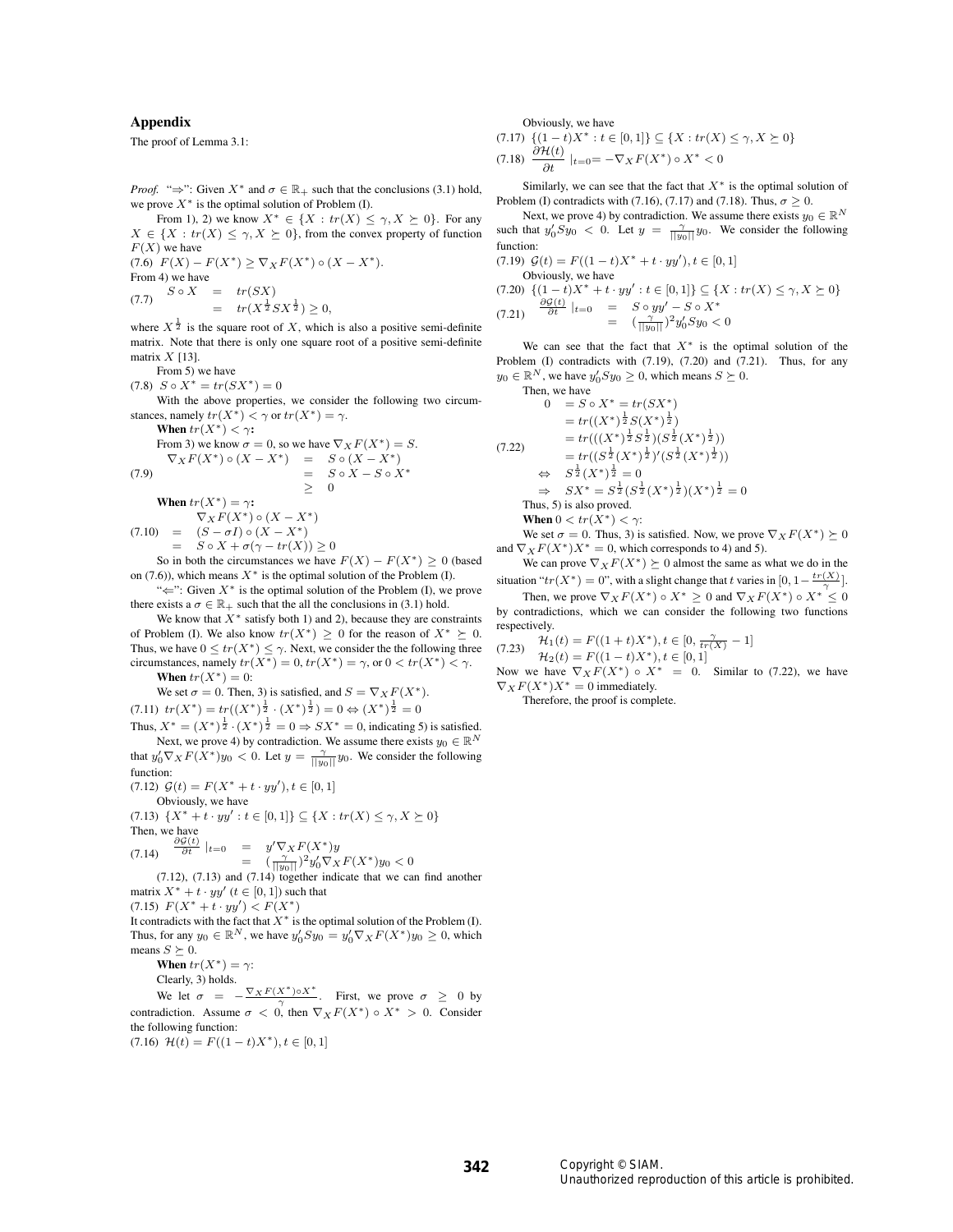## Appendix

The proof of Lemma 3.1:

*Proof.* "$\Rightarrow$": Given $X^*$ and $\sigma \in \mathbb{R}_+$ such that the conclusions (3.1) hold, we prove $X^*$ is the optimal solution of Problem (I).

From 1), 2) we know $X^* \in \{X : tr(X) \le \gamma, X \succeq 0\}$. For any $X \in \{X : tr(X) \le \gamma, X \succeq 0\}$, from the convex property of function $F(X)$ we have

$$(7.6)\ \ F(X) - F(X^*) \ge \nabla_X F(X^*) \circ (X - X^*).$$

From 4) we have

$$(7.7)\quad \begin{aligned} S \circ X &= tr(SX) \\ &= tr(X^{\frac{1}{2}} S X^{\frac{1}{2}}) \ge 0, \end{aligned}$$

where $X^{\frac{1}{2}}$ is the square root of $X$, which is also a positive semi-definite matrix. Note that there is only one square root of a positive semi-definite matrix $X$ [13].

From 5) we have

$$(7.8)\ \ S \circ X^* = tr(SX^*) = 0$$

With the above properties, we consider the following two circumstances, namely $tr(X^*) < \gamma$ or $tr(X^*) = \gamma$.

**When $tr(X^*) < \gamma$:**

From 3) we know $\sigma = 0$, so we have $\nabla_X F(X^*) = S$.

$$(7.9)\quad \begin{aligned} \nabla_X F(X^*) \circ (X - X^*) &= S \circ (X - X^*) \\ &= S \circ X - S \circ X^* \\ &\ge 0 \end{aligned}$$

**When $tr(X^*) = \gamma$:**

$$(7.10)\quad \begin{aligned} &\nabla_X F(X^*) \circ (X - X^*) \\ =\ & (S - \sigma I) \circ (X - X^*) \\ =\ & S \circ X + \sigma(\gamma - tr(X)) \ge 0 \end{aligned}$$

So in both the circumstances we have $F(X) - F(X^*) \ge 0$ (based on (7.6)), which means $X^*$ is the optimal solution of the Problem (I).

"$\Leftarrow$": Given $X^*$ is the optimal solution of the Problem (I), we prove there exists a $\sigma \in \mathbb{R}_+$ such that the all the conclusions in (3.1) hold.

We know that $X^*$ satisfy both 1) and 2), because they are constraints of Problem (I). We also know $tr(X^*) \ge 0$ for the reason of $X^* \succeq 0$. Thus, we have $0 \le tr(X^*) \le \gamma$. Next, we consider the the following three circumstances, namely $tr(X^*) = 0$, $tr(X^*) = \gamma$, or $0 < tr(X^*) < \gamma$.

**When $tr(X^*) = 0$:**

We set $\sigma = 0$. Then, 3) is satisfied, and $S = \nabla_X F(X^*)$.

$$(7.11)\ \ tr(X^*) = tr((X^*)^{\frac{1}{2}} \cdot (X^*)^{\frac{1}{2}}) = 0 \Leftrightarrow (X^*)^{\frac{1}{2}} = 0$$

Thus, $X^* = (X^*)^{\frac{1}{2}} \cdot (X^*)^{\frac{1}{2}} = 0 \Rightarrow SX^* = 0$, indicating 5) is satisfied.

Next, we prove 4) by contradiction. We assume there exists $y_0 \in \mathbb{R}^N$ that $y_0' \nabla_X F(X^*) y_0 < 0$. Let $y = \frac{\gamma}{||y_0||} y_0$. We consider the following function:

$$(7.12)\ \ \mathcal{G}(t) = F(X^* + t \cdot yy'), t \in [0, 1]$$

Obviously, we have

$$(7.13)\ \ \{X^* + t \cdot yy' : t \in [0, 1]\} \subseteq \{X : tr(X) \le \gamma, X \succeq 0\}$$

Then, we have

$$(7.14)\quad \begin{aligned} \frac{\partial \mathcal{G}(t)}{\partial t}\Big|_{t=0} &= y' \nabla_X F(X^*) y \\ &= (\tfrac{\gamma}{||y_0||})^2 y_0' \nabla_X F(X^*) y_0 < 0 \end{aligned}$$

(7.12), (7.13) and (7.14) together indicate that we can find another matrix $X^* + t \cdot yy'$ ($t \in [0, 1]$) such that

$$(7.15)\ \ F(X^* + t \cdot yy') < F(X^*)$$

It contradicts with the fact that $X^*$ is the optimal solution of the Problem (I). Thus, for any $y_0 \in \mathbb{R}^N$, we have $y_0' S y_0 = y_0' \nabla_X F(X^*) y_0 \ge 0$, which means $S \succeq 0$.

**When $tr(X^*) = \gamma$:**

Clearly, 3) holds.

We let $\sigma = -\frac{\nabla_X F(X^*) \circ X^*}{\gamma}$. First, we prove $\sigma \ge 0$ by contradiction. Assume $\sigma < 0$, then $\nabla_X F(X^*) \circ X^* > 0$. Consider the following function:

$$(7.16)\ \ \mathcal{H}(t) = F((1 - t)X^*), t \in [0, 1]$$

Obviously, we have

$$(7.17)\ \ \{(1 - t)X^* : t \in [0, 1]\} \subseteq \{X : tr(X) \le \gamma, X \succeq 0\}$$

$$(7.18)\ \ \frac{\partial \mathcal{H}(t)}{\partial t}\Big|_{t=0} = -\nabla_X F(X^*) \circ X^* < 0$$

Similarly, we can see that the fact that $X^*$ is the optimal solution of Problem (I) contradicts with (7.16), (7.17) and (7.18). Thus, $\sigma \ge 0$.

Next, we prove 4) by contradiction. We assume there exists $y_0 \in \mathbb{R}^N$ such that $y_0' S y_0 < 0$. Let $y = \frac{\gamma}{||y_0||} y_0$. We consider the following function:

$$(7.19)\ \ \mathcal{G}(t) = F((1 - t)X^* + t \cdot yy'), t \in [0, 1]$$

Obviously, we have

$$(7.20)\ \ \{(1 - t)X^* + t \cdot yy' : t \in [0, 1]\} \subseteq \{X : tr(X) \le \gamma, X \succeq 0\}$$

$$(7.21)\quad \begin{aligned} \frac{\partial \mathcal{G}(t)}{\partial t}\Big|_{t=0} &= S \circ yy' - S \circ X^* \\ &= (\tfrac{\gamma}{||y_0||})^2 y_0' S y_0 < 0 \end{aligned}$$

We can see that the fact that $X^*$ is the optimal solution of the Problem (I) contradicts with (7.19), (7.20) and (7.21). Thus, for any $y_0 \in \mathbb{R}^N$, we have $y_0' S y_0 \ge 0$, which means $S \succeq 0$.

Then, we have

$$(7.22)\quad \begin{aligned} 0 &= S \circ X^* = tr(SX^*) \\ &= tr((X^*)^{\frac{1}{2}} S (X^*)^{\frac{1}{2}}) \\ &= tr(((X^*)^{\frac{1}{2}} S^{\frac{1}{2}})(S^{\frac{1}{2}} (X^*)^{\frac{1}{2}})) \\ &= tr((S^{\frac{1}{2}} (X^*)^{\frac{1}{2}})' (S^{\frac{1}{2}} (X^*)^{\frac{1}{2}})) \\ \Leftrightarrow\ \ & S^{\frac{1}{2}} (X^*)^{\frac{1}{2}} = 0 \\ \Rightarrow\ \ & SX^* = S^{\frac{1}{2}} (S^{\frac{1}{2}} (X^*)^{\frac{1}{2}}) (X^*)^{\frac{1}{2}} = 0 \end{aligned}$$

Thus, 5) is also proved.

**When $0 < tr(X^*) < \gamma$:**

We set $\sigma = 0$. Thus, 3) is satisfied. Now, we prove $\nabla_X F(X^*) \succeq 0$ and $\nabla_X F(X^*) X^* = 0$, which corresponds to 4) and 5).

We can prove $\nabla_X F(X^*) \succeq 0$ almost the same as what we do in the situation "$tr(X^*) = 0$", with a slight change that $t$ varies in $[0, 1 - \frac{tr(X)}{\gamma}]$.

Then, we prove $\nabla_X F(X^*) \circ X^* \ge 0$ and $\nabla_X F(X^*) \circ X^* \le 0$ by contradictions, which we can consider the following two functions respectively.

$$(7.23)\quad \begin{aligned} &\mathcal{H}_1(t) = F((1 + t)X^*), t \in [0, \tfrac{\gamma}{tr(X)} - 1] \\ &\mathcal{H}_2(t) = F((1 - t)X^*), t \in [0, 1] \end{aligned}$$

Now we have $\nabla_X F(X^*) \circ X^* = 0$. Similar to (7.22), we have $\nabla_X F(X^*) X^* = 0$ immediately.

Therefore, the proof is complete.

Copyright © SIAM.
Unauthorized reproduction of this article is prohibited.